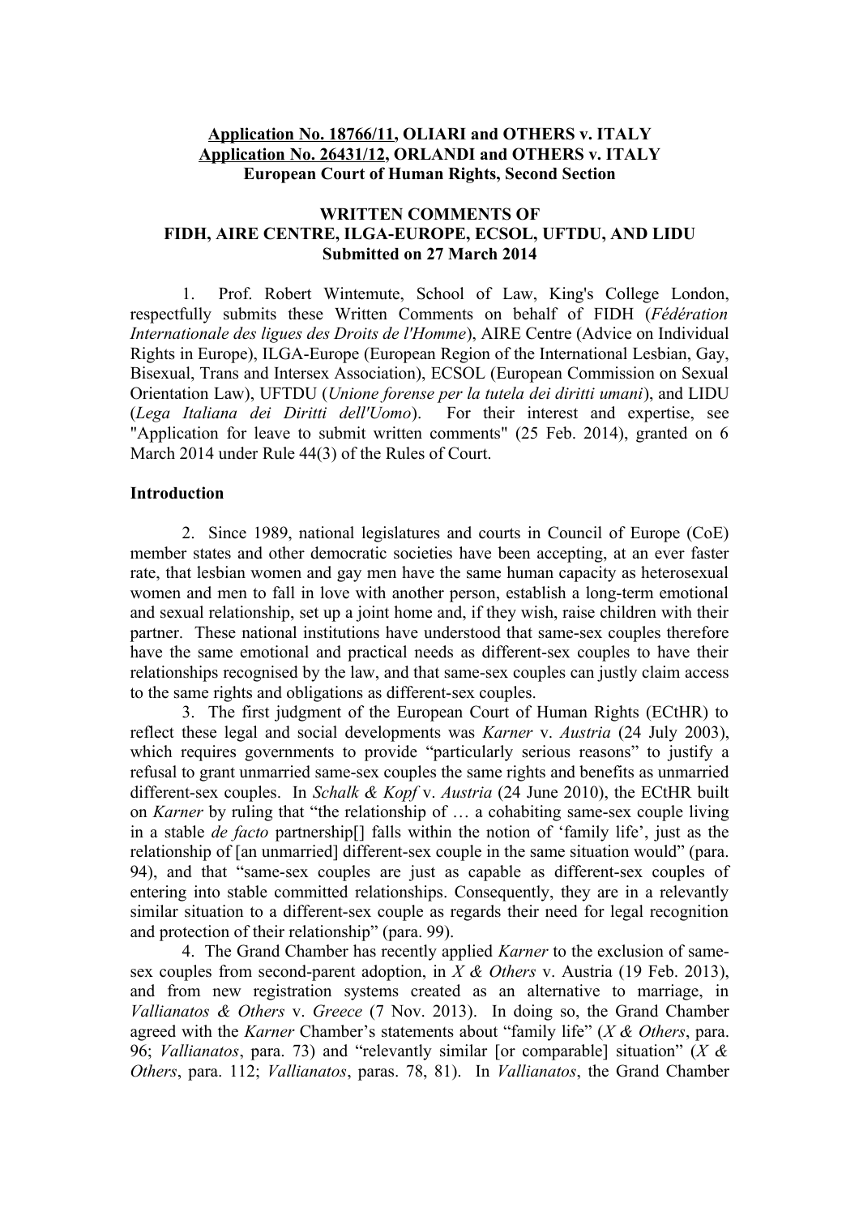**<u>Application No. 18766/11</u>, OLIARI and OTHERS v. ITALY**
**<u>Application No. 26431/12</u>, ORLANDI and OTHERS v. ITALY**
**European Court of Human Rights, Second Section**

**WRITTEN COMMENTS OF**
**FIDH, AIRE CENTRE, ILGA-EUROPE, ECSOL, UFTDU, AND LIDU**
**Submitted on 27 March 2014**

1. Prof. Robert Wintemute, School of Law, King's College London, respectfully submits these Written Comments on behalf of FIDH (*Fédération Internationale des ligues des Droits de l'Homme*), AIRE Centre (Advice on Individual Rights in Europe), ILGA-Europe (European Region of the International Lesbian, Gay, Bisexual, Trans and Intersex Association), ECSOL (European Commission on Sexual Orientation Law), UFTDU (*Unione forense per la tutela dei diritti umani*), and LIDU (*Lega Italiana dei Diritti dell'Uomo*). For their interest and expertise, see "Application for leave to submit written comments" (25 Feb. 2014), granted on 6 March 2014 under Rule 44(3) of the Rules of Court.

**Introduction**

2. Since 1989, national legislatures and courts in Council of Europe (CoE) member states and other democratic societies have been accepting, at an ever faster rate, that lesbian women and gay men have the same human capacity as heterosexual women and men to fall in love with another person, establish a long-term emotional and sexual relationship, set up a joint home and, if they wish, raise children with their partner. These national institutions have understood that same-sex couples therefore have the same emotional and practical needs as different-sex couples to have their relationships recognised by the law, and that same-sex couples can justly claim access to the same rights and obligations as different-sex couples.

3. The first judgment of the European Court of Human Rights (ECtHR) to reflect these legal and social developments was *Karner* v. *Austria* (24 July 2003), which requires governments to provide "particularly serious reasons" to justify a refusal to grant unmarried same-sex couples the same rights and benefits as unmarried different-sex couples. In *Schalk & Kopf* v. *Austria* (24 June 2010), the ECtHR built on *Karner* by ruling that "the relationship of … a cohabiting same-sex couple living in a stable *de facto* partnership[] falls within the notion of 'family life', just as the relationship of [an unmarried] different-sex couple in the same situation would" (para. 94), and that "same-sex couples are just as capable as different-sex couples of entering into stable committed relationships. Consequently, they are in a relevantly similar situation to a different-sex couple as regards their need for legal recognition and protection of their relationship" (para. 99).

4. The Grand Chamber has recently applied *Karner* to the exclusion of same-sex couples from second-parent adoption, in *X & Others* v. Austria (19 Feb. 2013), and from new registration systems created as an alternative to marriage, in *Vallianatos & Others* v. *Greece* (7 Nov. 2013). In doing so, the Grand Chamber agreed with the *Karner* Chamber's statements about "family life" (*X & Others*, para. 96; *Vallianatos*, para. 73) and "relevantly similar [or comparable] situation" (*X & Others*, para. 112; *Vallianatos*, paras. 78, 81). In *Vallianatos*, the Grand Chamber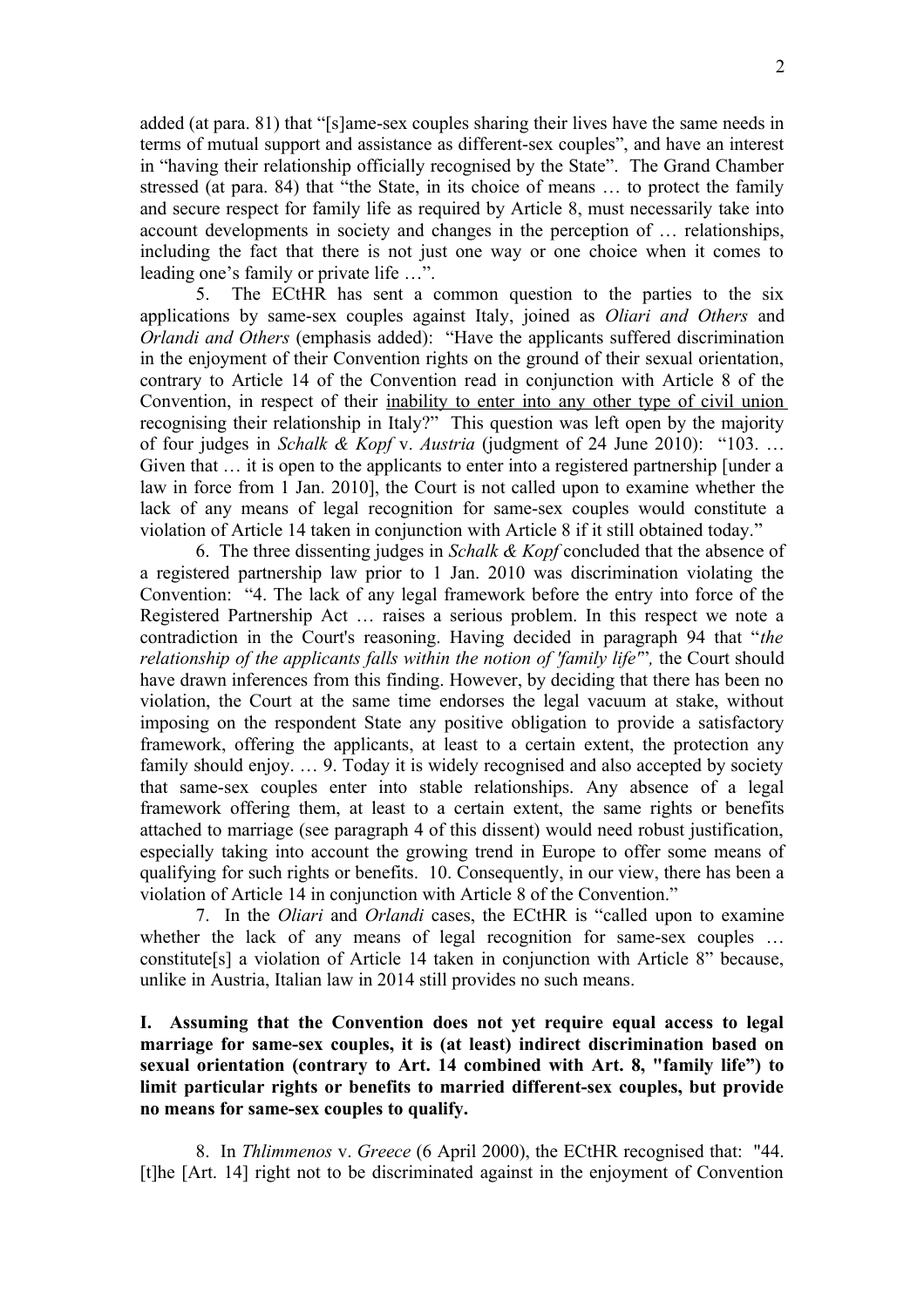added (at para. 81) that "[s]ame-sex couples sharing their lives have the same needs in terms of mutual support and assistance as different-sex couples", and have an interest in "having their relationship officially recognised by the State". The Grand Chamber stressed (at para. 84) that "the State, in its choice of means … to protect the family and secure respect for family life as required by Article 8, must necessarily take into account developments in society and changes in the perception of … relationships, including the fact that there is not just one way or one choice when it comes to leading one's family or private life …".

5. The ECtHR has sent a common question to the parties to the six applications by same-sex couples against Italy, joined as *Oliari and Others* and *Orlandi and Others* (emphasis added): "Have the applicants suffered discrimination in the enjoyment of their Convention rights on the ground of their sexual orientation, contrary to Article 14 of the Convention read in conjunction with Article 8 of the Convention, in respect of their <u>inability to enter into any other type of civil union</u> recognising their relationship in Italy?" This question was left open by the majority of four judges in *Schalk & Kopf* v. *Austria* (judgment of 24 June 2010): "103. … Given that … it is open to the applicants to enter into a registered partnership [under a law in force from 1 Jan. 2010], the Court is not called upon to examine whether the lack of any means of legal recognition for same-sex couples would constitute a violation of Article 14 taken in conjunction with Article 8 if it still obtained today."

6. The three dissenting judges in *Schalk & Kopf* concluded that the absence of a registered partnership law prior to 1 Jan. 2010 was discrimination violating the Convention: "4. The lack of any legal framework before the entry into force of the Registered Partnership Act … raises a serious problem. In this respect we note a contradiction in the Court's reasoning. Having decided in paragraph 94 that "*the relationship of the applicants falls within the notion of 'family life'*", the Court should have drawn inferences from this finding. However, by deciding that there has been no violation, the Court at the same time endorses the legal vacuum at stake, without imposing on the respondent State any positive obligation to provide a satisfactory framework, offering the applicants, at least to a certain extent, the protection any family should enjoy. … 9. Today it is widely recognised and also accepted by society that same-sex couples enter into stable relationships. Any absence of a legal framework offering them, at least to a certain extent, the same rights or benefits attached to marriage (see paragraph 4 of this dissent) would need robust justification, especially taking into account the growing trend in Europe to offer some means of qualifying for such rights or benefits. 10. Consequently, in our view, there has been a violation of Article 14 in conjunction with Article 8 of the Convention."

7. In the *Oliari* and *Orlandi* cases, the ECtHR is "called upon to examine whether the lack of any means of legal recognition for same-sex couples … constitute[s] a violation of Article 14 taken in conjunction with Article 8" because, unlike in Austria, Italian law in 2014 still provides no such means.

**I. Assuming that the Convention does not yet require equal access to legal marriage for same-sex couples, it is (at least) indirect discrimination based on sexual orientation (contrary to Art. 14 combined with Art. 8, "family life") to limit particular rights or benefits to married different-sex couples, but provide no means for same-sex couples to qualify.**

8. In *Thlimmenos* v. *Greece* (6 April 2000), the ECtHR recognised that: "44. [t]he [Art. 14] right not to be discriminated against in the enjoyment of Convention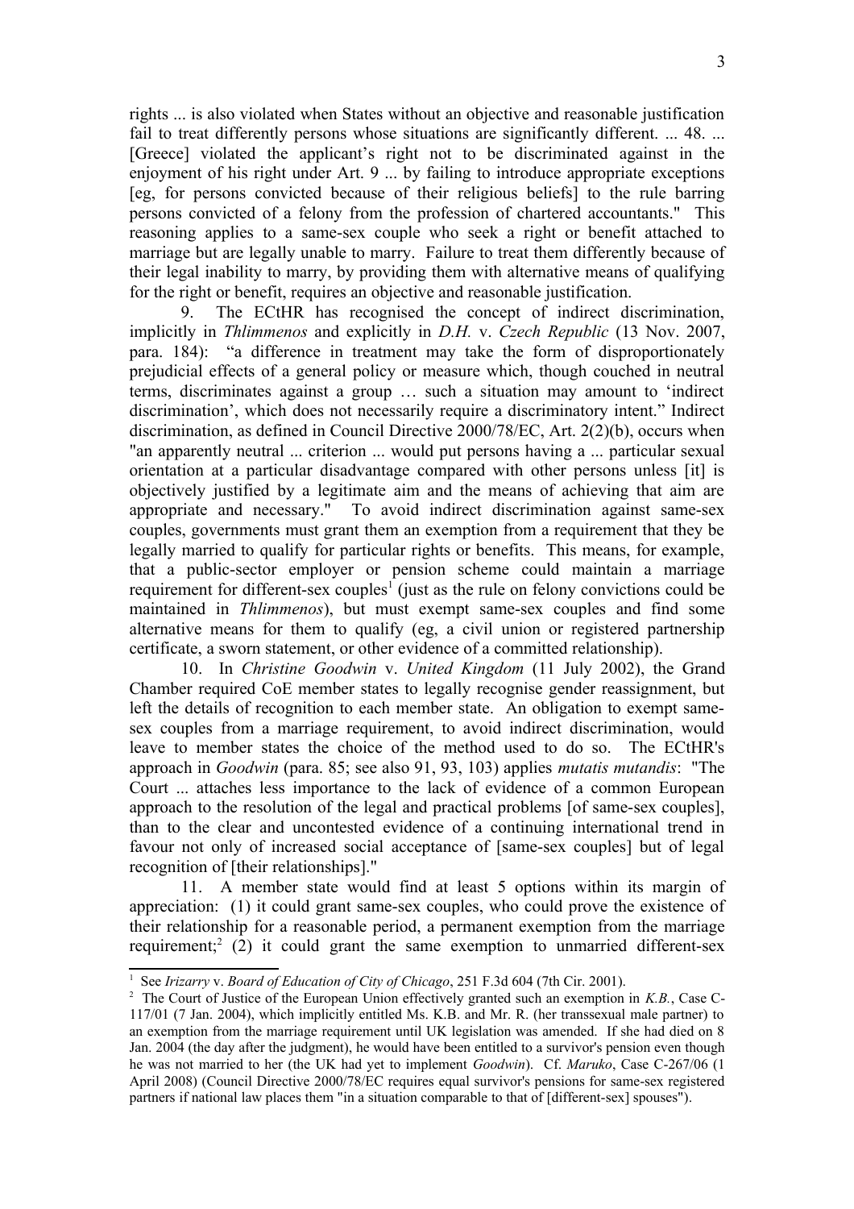rights ... is also violated when States without an objective and reasonable justification fail to treat differently persons whose situations are significantly different. ... 48. ... [Greece] violated the applicant's right not to be discriminated against in the enjoyment of his right under Art. 9 ... by failing to introduce appropriate exceptions [eg, for persons convicted because of their religious beliefs] to the rule barring persons convicted of a felony from the profession of chartered accountants." This reasoning applies to a same-sex couple who seek a right or benefit attached to marriage but are legally unable to marry. Failure to treat them differently because of their legal inability to marry, by providing them with alternative means of qualifying for the right or benefit, requires an objective and reasonable justification.

9. The ECtHR has recognised the concept of indirect discrimination, implicitly in *Thlimmenos* and explicitly in *D.H.* v. *Czech Republic* (13 Nov. 2007, para. 184): "a difference in treatment may take the form of disproportionately prejudicial effects of a general policy or measure which, though couched in neutral terms, discriminates against a group … such a situation may amount to 'indirect discrimination', which does not necessarily require a discriminatory intent." Indirect discrimination, as defined in Council Directive 2000/78/EC, Art. 2(2)(b), occurs when "an apparently neutral ... criterion ... would put persons having a ... particular sexual orientation at a particular disadvantage compared with other persons unless [it] is objectively justified by a legitimate aim and the means of achieving that aim are appropriate and necessary." To avoid indirect discrimination against same-sex couples, governments must grant them an exemption from a requirement that they be legally married to qualify for particular rights or benefits. This means, for example, that a public-sector employer or pension scheme could maintain a marriage requirement for different-sex couples[1] (just as the rule on felony convictions could be maintained in *Thlimmenos*), but must exempt same-sex couples and find some alternative means for them to qualify (eg, a civil union or registered partnership certificate, a sworn statement, or other evidence of a committed relationship).

10. In *Christine Goodwin* v. *United Kingdom* (11 July 2002), the Grand Chamber required CoE member states to legally recognise gender reassignment, but left the details of recognition to each member state. An obligation to exempt same-sex couples from a marriage requirement, to avoid indirect discrimination, would leave to member states the choice of the method used to do so. The ECtHR's approach in *Goodwin* (para. 85; see also 91, 93, 103) applies *mutatis mutandis*: "The Court ... attaches less importance to the lack of evidence of a common European approach to the resolution of the legal and practical problems [of same-sex couples], than to the clear and uncontested evidence of a continuing international trend in favour not only of increased social acceptance of [same-sex couples] but of legal recognition of [their relationships]."

11. A member state would find at least 5 options within its margin of appreciation: (1) it could grant same-sex couples, who could prove the existence of their relationship for a reasonable period, a permanent exemption from the marriage requirement;[2] (2) it could grant the same exemption to unmarried different-sex

---

[1] See *Irizarry* v. *Board of Education of City of Chicago*, 251 F.3d 604 (7th Cir. 2001).

[2] The Court of Justice of the European Union effectively granted such an exemption in *K.B.*, Case C-117/01 (7 Jan. 2004), which implicitly entitled Ms. K.B. and Mr. R. (her transsexual male partner) to an exemption from the marriage requirement until UK legislation was amended. If she had died on 8 Jan. 2004 (the day after the judgment), he would have been entitled to a survivor's pension even though he was not married to her (the UK had yet to implement *Goodwin*). Cf. *Maruko*, Case C-267/06 (1 April 2008) (Council Directive 2000/78/EC requires equal survivor's pensions for same-sex registered partners if national law places them "in a situation comparable to that of [different-sex] spouses").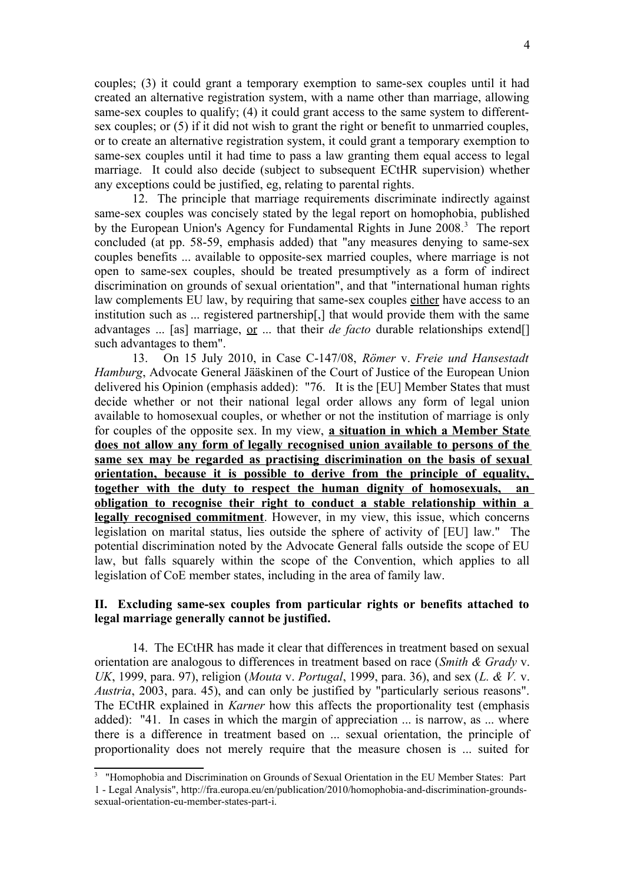couples; (3) it could grant a temporary exemption to same-sex couples until it had created an alternative registration system, with a name other than marriage, allowing same-sex couples to qualify; (4) it could grant access to the same system to different-sex couples; or (5) if it did not wish to grant the right or benefit to unmarried couples, or to create an alternative registration system, it could grant a temporary exemption to same-sex couples until it had time to pass a law granting them equal access to legal marriage. It could also decide (subject to subsequent ECtHR supervision) whether any exceptions could be justified, eg, relating to parental rights.

12. The principle that marriage requirements discriminate indirectly against same-sex couples was concisely stated by the legal report on homophobia, published by the European Union's Agency for Fundamental Rights in June 2008.[3] The report concluded (at pp. 58-59, emphasis added) that "any measures denying to same-sex couples benefits ... available to opposite-sex married couples, where marriage is not open to same-sex couples, should be treated presumptively as a form of indirect discrimination on grounds of sexual orientation", and that "international human rights law complements EU law, by requiring that same-sex couples <u>either</u> have access to an institution such as ... registered partnership[,] that would provide them with the same advantages ... [as] marriage, <u>or</u> ... that their *de facto* durable relationships extend[] such advantages to them".

13. On 15 July 2010, in Case C-147/08, *Römer* v. *Freie und Hansestadt Hamburg*, Advocate General Jääskinen of the Court of Justice of the European Union delivered his Opinion (emphasis added): "76. It is the [EU] Member States that must decide whether or not their national legal order allows any form of legal union available to homosexual couples, or whether or not the institution of marriage is only for couples of the opposite sex. In my view, <u>**a situation in which a Member State does not allow any form of legally recognised union available to persons of the same sex may be regarded as practising discrimination on the basis of sexual orientation, because it is possible to derive from the principle of equality, together with the duty to respect the human dignity of homosexuals, an obligation to recognise their right to conduct a stable relationship within a legally recognised commitment**</u>. However, in my view, this issue, which concerns legislation on marital status, lies outside the sphere of activity of [EU] law." The potential discrimination noted by the Advocate General falls outside the scope of EU law, but falls squarely within the scope of the Convention, which applies to all legislation of CoE member states, including in the area of family law.

## II. Excluding same-sex couples from particular rights or benefits attached to legal marriage generally cannot be justified.

14. The ECtHR has made it clear that differences in treatment based on sexual orientation are analogous to differences in treatment based on race (*Smith & Grady* v. *UK*, 1999, para. 97), religion (*Mouta* v. *Portugal*, 1999, para. 36), and sex (*L. & V.* v. *Austria*, 2003, para. 45), and can only be justified by "particularly serious reasons". The ECtHR explained in *Karner* how this affects the proportionality test (emphasis added): "41. In cases in which the margin of appreciation ... is narrow, as ... where there is a difference in treatment based on ... sexual orientation, the principle of proportionality does not merely require that the measure chosen is ... suited for

---

[3] "Homophobia and Discrimination on Grounds of Sexual Orientation in the EU Member States: Part 1 - Legal Analysis", http://fra.europa.eu/en/publication/2010/homophobia-and-discrimination-grounds-sexual-orientation-eu-member-states-part-i.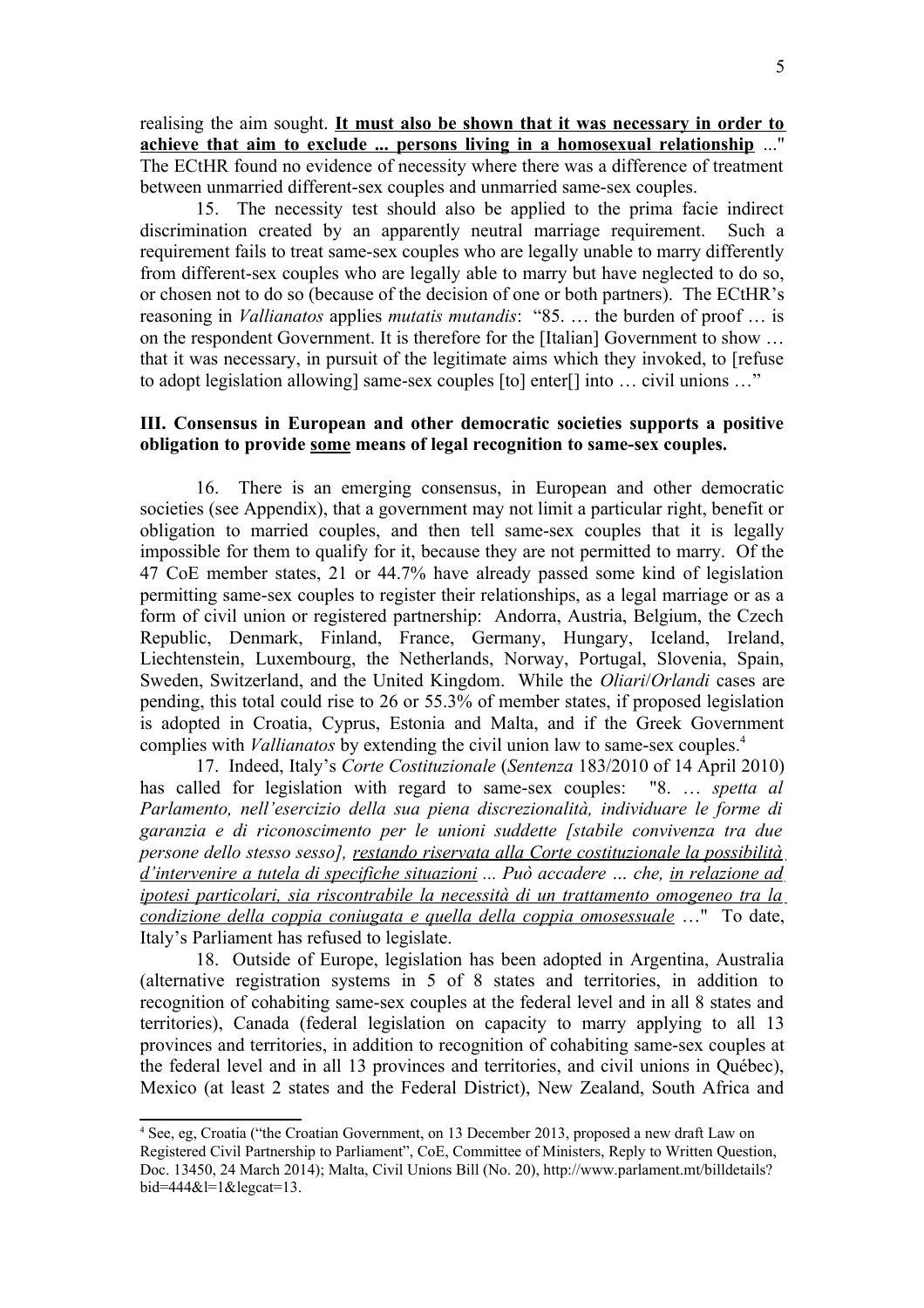realising the aim sought. **<u>It must also be shown that it was necessary in order to achieve that aim to exclude ... persons living in a homosexual relationship</u>** ..." The ECtHR found no evidence of necessity where there was a difference of treatment between unmarried different-sex couples and unmarried same-sex couples.

15. The necessity test should also be applied to the prima facie indirect discrimination created by an apparently neutral marriage requirement. Such a requirement fails to treat same-sex couples who are legally unable to marry differently from different-sex couples who are legally able to marry but have neglected to do so, or chosen not to do so (because of the decision of one or both partners). The ECtHR's reasoning in *Vallianatos* applies *mutatis mutandis*: "85. … the burden of proof … is on the respondent Government. It is therefore for the [Italian] Government to show … that it was necessary, in pursuit of the legitimate aims which they invoked, to [refuse to adopt legislation allowing] same-sex couples [to] enter[] into … civil unions …"

### III. Consensus in European and other democratic societies supports a positive obligation to provide <u>some</u> means of legal recognition to same-sex couples.

16. There is an emerging consensus, in European and other democratic societies (see Appendix), that a government may not limit a particular right, benefit or obligation to married couples, and then tell same-sex couples that it is legally impossible for them to qualify for it, because they are not permitted to marry. Of the 47 CoE member states, 21 or 44.7% have already passed some kind of legislation permitting same-sex couples to register their relationships, as a legal marriage or as a form of civil union or registered partnership: Andorra, Austria, Belgium, the Czech Republic, Denmark, Finland, France, Germany, Hungary, Iceland, Ireland, Liechtenstein, Luxembourg, the Netherlands, Norway, Portugal, Slovenia, Spain, Sweden, Switzerland, and the United Kingdom. While the *Oliari*/*Orlandi* cases are pending, this total could rise to 26 or 55.3% of member states, if proposed legislation is adopted in Croatia, Cyprus, Estonia and Malta, and if the Greek Government complies with *Vallianatos* by extending the civil union law to same-sex couples.[4]

17. Indeed, Italy's *Corte Costituzionale* (*Sentenza* 183/2010 of 14 April 2010) has called for legislation with regard to same-sex couples: "8. … *spetta al Parlamento, nell'esercizio della sua piena discrezionalità, individuare le forme di garanzia e di riconoscimento per le unioni suddette [stabile convivenza tra due persone dello stesso sesso], <u>restando riservata alla Corte costituzionale la possibilità d'intervenire a tutela di specifiche situazioni</u> ... Può accadere … che, <u>in relazione ad ipotesi particolari, sia riscontrabile la necessità di un trattamento omogeneo tra la condizione della coppia coniugata e quella della coppia omosessuale</u>* …" To date, Italy's Parliament has refused to legislate.

18. Outside of Europe, legislation has been adopted in Argentina, Australia (alternative registration systems in 5 of 8 states and territories, in addition to recognition of cohabiting same-sex couples at the federal level and in all 8 states and territories), Canada (federal legislation on capacity to marry applying to all 13 provinces and territories, in addition to recognition of cohabiting same-sex couples at the federal level and in all 13 provinces and territories, and civil unions in Québec), Mexico (at least 2 states and the Federal District), New Zealand, South Africa and

---

[4] See, eg, Croatia ("the Croatian Government, on 13 December 2013, proposed a new draft Law on Registered Civil Partnership to Parliament", CoE, Committee of Ministers, Reply to Written Question, Doc. 13450, 24 March 2014); Malta, Civil Unions Bill (No. 20), http://www.parlament.mt/billdetails?bid=444&l=1&legcat=13.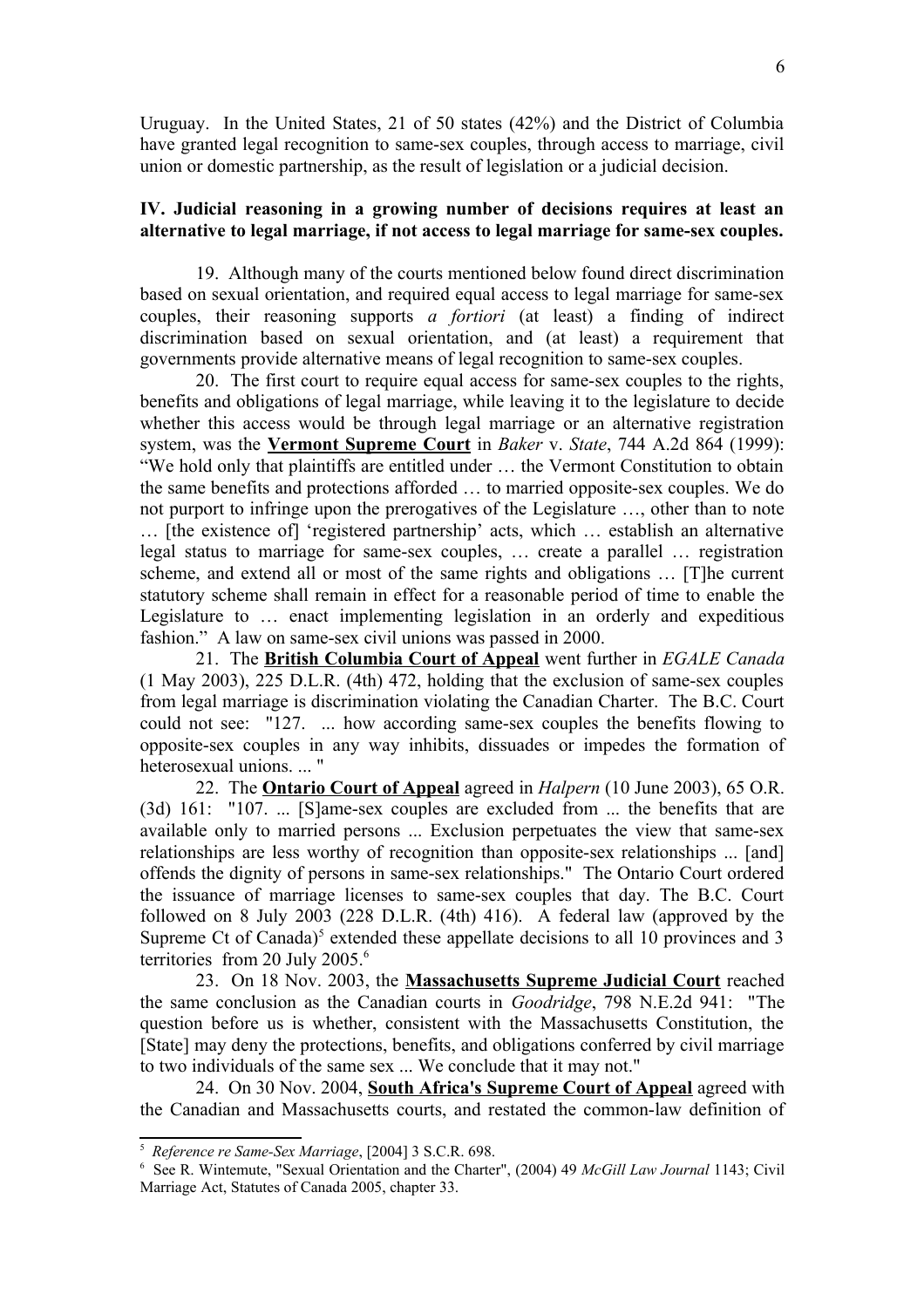Uruguay. In the United States, 21 of 50 states (42%) and the District of Columbia have granted legal recognition to same-sex couples, through access to marriage, civil union or domestic partnership, as the result of legislation or a judicial decision.

**IV. Judicial reasoning in a growing number of decisions requires at least an alternative to legal marriage, if not access to legal marriage for same-sex couples.**

19. Although many of the courts mentioned below found direct discrimination based on sexual orientation, and required equal access to legal marriage for same-sex couples, their reasoning supports *a fortiori* (at least) a finding of indirect discrimination based on sexual orientation, and (at least) a requirement that governments provide alternative means of legal recognition to same-sex couples.

20. The first court to require equal access for same-sex couples to the rights, benefits and obligations of legal marriage, while leaving it to the legislature to decide whether this access would be through legal marriage or an alternative registration system, was the **Vermont Supreme Court** in *Baker* v. *State*, 744 A.2d 864 (1999): "We hold only that plaintiffs are entitled under … the Vermont Constitution to obtain the same benefits and protections afforded … to married opposite-sex couples. We do not purport to infringe upon the prerogatives of the Legislature …, other than to note … [the existence of] 'registered partnership' acts, which … establish an alternative legal status to marriage for same-sex couples, … create a parallel … registration scheme, and extend all or most of the same rights and obligations … [T]he current statutory scheme shall remain in effect for a reasonable period of time to enable the Legislature to … enact implementing legislation in an orderly and expeditious fashion." A law on same-sex civil unions was passed in 2000.

21. The **British Columbia Court of Appeal** went further in *EGALE Canada* (1 May 2003), 225 D.L.R. (4th) 472, holding that the exclusion of same-sex couples from legal marriage is discrimination violating the Canadian Charter. The B.C. Court could not see: "127. ... how according same-sex couples the benefits flowing to opposite-sex couples in any way inhibits, dissuades or impedes the formation of heterosexual unions. ... "

22. The **Ontario Court of Appeal** agreed in *Halpern* (10 June 2003), 65 O.R. (3d) 161: "107. ... [S]ame-sex couples are excluded from ... the benefits that are available only to married persons ... Exclusion perpetuates the view that same-sex relationships are less worthy of recognition than opposite-sex relationships ... [and] offends the dignity of persons in same-sex relationships." The Ontario Court ordered the issuance of marriage licenses to same-sex couples that day. The B.C. Court followed on 8 July 2003 (228 D.L.R. (4th) 416). A federal law (approved by the Supreme Ct of Canada)[5] extended these appellate decisions to all 10 provinces and 3 territories from 20 July 2005.[6]

23. On 18 Nov. 2003, the **Massachusetts Supreme Judicial Court** reached the same conclusion as the Canadian courts in *Goodridge*, 798 N.E.2d 941: "The question before us is whether, consistent with the Massachusetts Constitution, the [State] may deny the protections, benefits, and obligations conferred by civil marriage to two individuals of the same sex ... We conclude that it may not."

24. On 30 Nov. 2004, **South Africa's Supreme Court of Appeal** agreed with the Canadian and Massachusetts courts, and restated the common-law definition of

---

[5] *Reference re Same-Sex Marriage*, [2004] 3 S.C.R. 698.

[6] See R. Wintemute, "Sexual Orientation and the Charter", (2004) 49 *McGill Law Journal* 1143; Civil Marriage Act, Statutes of Canada 2005, chapter 33.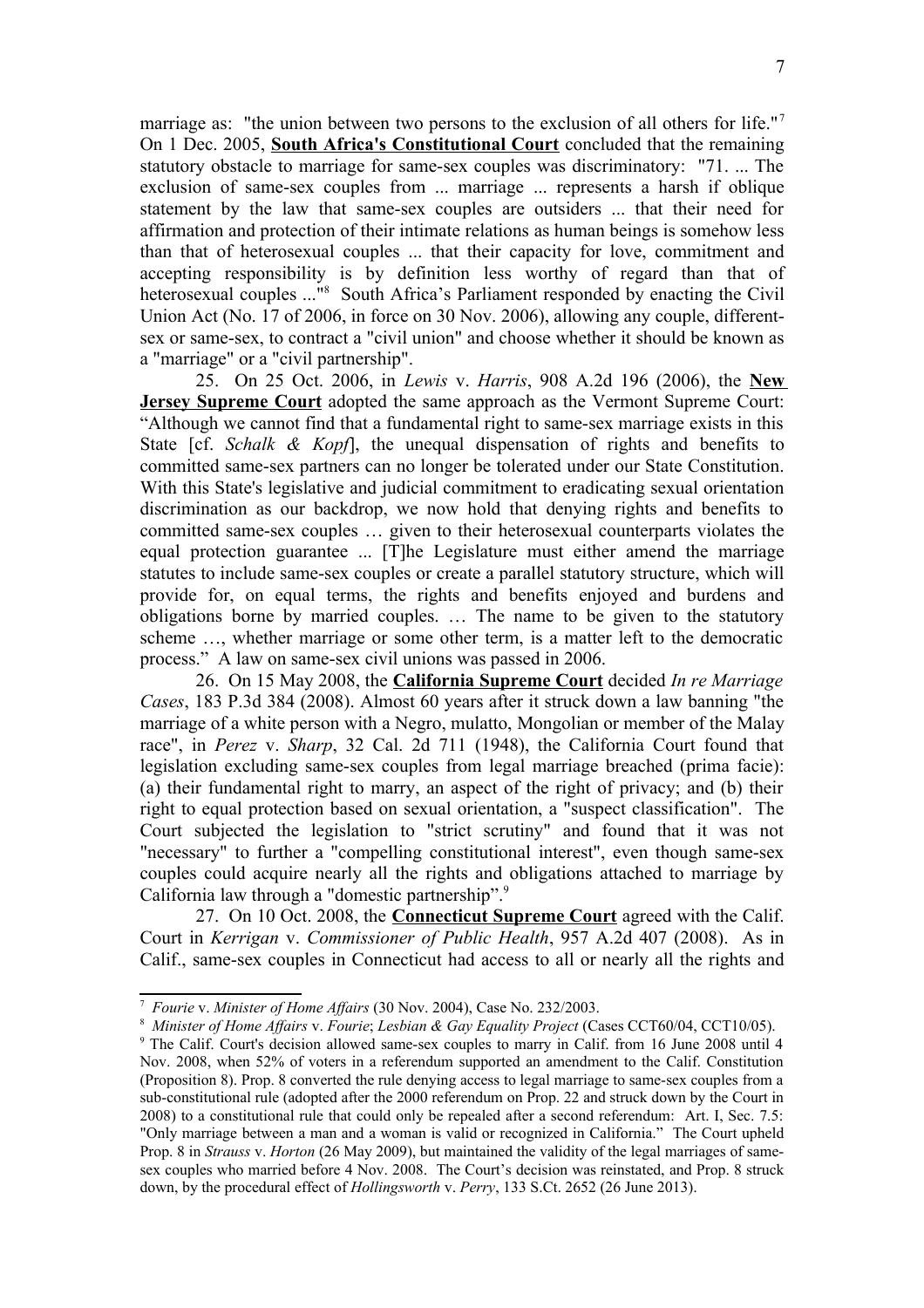marriage as: "the union between two persons to the exclusion of all others for life."[7] On 1 Dec. 2005, **South Africa's Constitutional Court** concluded that the remaining statutory obstacle to marriage for same-sex couples was discriminatory: "71. ... The exclusion of same-sex couples from ... marriage ... represents a harsh if oblique statement by the law that same-sex couples are outsiders ... that their need for affirmation and protection of their intimate relations as human beings is somehow less than that of heterosexual couples ... that their capacity for love, commitment and accepting responsibility is by definition less worthy of regard than that of heterosexual couples ..."[8] South Africa's Parliament responded by enacting the Civil Union Act (No. 17 of 2006, in force on 30 Nov. 2006), allowing any couple, different-sex or same-sex, to contract a "civil union" and choose whether it should be known as a "marriage" or a "civil partnership".

25. On 25 Oct. 2006, in *Lewis* v. *Harris*, 908 A.2d 196 (2006), the **New Jersey Supreme Court** adopted the same approach as the Vermont Supreme Court: "Although we cannot find that a fundamental right to same-sex marriage exists in this State [cf. *Schalk & Kopf*], the unequal dispensation of rights and benefits to committed same-sex partners can no longer be tolerated under our State Constitution. With this State's legislative and judicial commitment to eradicating sexual orientation discrimination as our backdrop, we now hold that denying rights and benefits to committed same-sex couples … given to their heterosexual counterparts violates the equal protection guarantee ... [T]he Legislature must either amend the marriage statutes to include same-sex couples or create a parallel statutory structure, which will provide for, on equal terms, the rights and benefits enjoyed and burdens and obligations borne by married couples. … The name to be given to the statutory scheme …, whether marriage or some other term, is a matter left to the democratic process." A law on same-sex civil unions was passed in 2006.

26. On 15 May 2008, the **California Supreme Court** decided *In re Marriage Cases*, 183 P.3d 384 (2008). Almost 60 years after it struck down a law banning "the marriage of a white person with a Negro, mulatto, Mongolian or member of the Malay race", in *Perez* v. *Sharp*, 32 Cal. 2d 711 (1948), the California Court found that legislation excluding same-sex couples from legal marriage breached (prima facie): (a) their fundamental right to marry, an aspect of the right of privacy; and (b) their right to equal protection based on sexual orientation, a "suspect classification". The Court subjected the legislation to "strict scrutiny" and found that it was not "necessary" to further a "compelling constitutional interest", even though same-sex couples could acquire nearly all the rights and obligations attached to marriage by California law through a "domestic partnership".[9]

27. On 10 Oct. 2008, the **Connecticut Supreme Court** agreed with the Calif. Court in *Kerrigan* v. *Commissioner of Public Health*, 957 A.2d 407 (2008). As in Calif., same-sex couples in Connecticut had access to all or nearly all the rights and

---

[7] *Fourie* v. *Minister of Home Affairs* (30 Nov. 2004), Case No. 232/2003.

[8] *Minister of Home Affairs* v. *Fourie*; *Lesbian & Gay Equality Project* (Cases CCT60/04, CCT10/05).

[9] The Calif. Court's decision allowed same-sex couples to marry in Calif. from 16 June 2008 until 4 Nov. 2008, when 52% of voters in a referendum supported an amendment to the Calif. Constitution (Proposition 8). Prop. 8 converted the rule denying access to legal marriage to same-sex couples from a sub-constitutional rule (adopted after the 2000 referendum on Prop. 22 and struck down by the Court in 2008) to a constitutional rule that could only be repealed after a second referendum: Art. I, Sec. 7.5: "Only marriage between a man and a woman is valid or recognized in California." The Court upheld Prop. 8 in *Strauss* v. *Horton* (26 May 2009), but maintained the validity of the legal marriages of same-sex couples who married before 4 Nov. 2008. The Court's decision was reinstated, and Prop. 8 struck down, by the procedural effect of *Hollingsworth* v. *Perry*, 133 S.Ct. 2652 (26 June 2013).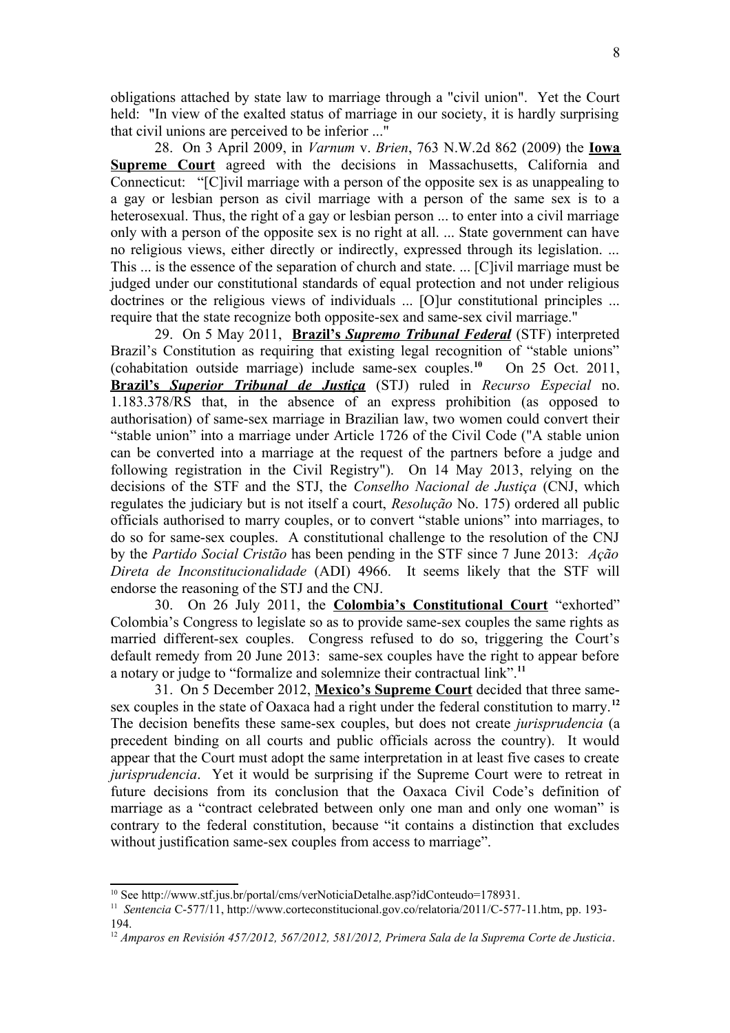obligations attached by state law to marriage through a "civil union". Yet the Court held: "In view of the exalted status of marriage in our society, it is hardly surprising that civil unions are perceived to be inferior ..."

28. On 3 April 2009, in *Varnum* v. *Brien*, 763 N.W.2d 862 (2009) the **Iowa Supreme Court** agreed with the decisions in Massachusetts, California and Connecticut: "[C]ivil marriage with a person of the opposite sex is as unappealing to a gay or lesbian person as civil marriage with a person of the same sex is to a heterosexual. Thus, the right of a gay or lesbian person ... to enter into a civil marriage only with a person of the opposite sex is no right at all. ... State government can have no religious views, either directly or indirectly, expressed through its legislation. ... This ... is the essence of the separation of church and state. ... [C]ivil marriage must be judged under our constitutional standards of equal protection and not under religious doctrines or the religious views of individuals ... [O]ur constitutional principles ... require that the state recognize both opposite-sex and same-sex civil marriage."

29. On 5 May 2011, **Brazil's *Supremo Tribunal Federal*** (STF) interpreted Brazil's Constitution as requiring that existing legal recognition of "stable unions" (cohabitation outside marriage) include same-sex couples.[10] On 25 Oct. 2011, **Brazil's *Superior Tribunal de Justiça*** (STJ) ruled in *Recurso Especial* no. 1.183.378/RS that, in the absence of an express prohibition (as opposed to authorisation) of same-sex marriage in Brazilian law, two women could convert their "stable union" into a marriage under Article 1726 of the Civil Code ("A stable union can be converted into a marriage at the request of the partners before a judge and following registration in the Civil Registry"). On 14 May 2013, relying on the decisions of the STF and the STJ, the *Conselho Nacional de Justiça* (CNJ, which regulates the judiciary but is not itself a court, *Resolução* No. 175) ordered all public officials authorised to marry couples, or to convert "stable unions" into marriages, to do so for same-sex couples. A constitutional challenge to the resolution of the CNJ by the *Partido Social Cristão* has been pending in the STF since 7 June 2013: *Ação Direta de Inconstitucionalidade* (ADI) 4966. It seems likely that the STF will endorse the reasoning of the STJ and the CNJ.

30. On 26 July 2011, the **Colombia's Constitutional Court** "exhorted" Colombia's Congress to legislate so as to provide same-sex couples the same rights as married different-sex couples. Congress refused to do so, triggering the Court's default remedy from 20 June 2013: same-sex couples have the right to appear before a notary or judge to "formalize and solemnize their contractual link".[11]

31. On 5 December 2012, **Mexico's Supreme Court** decided that three same-sex couples in the state of Oaxaca had a right under the federal constitution to marry.[12] The decision benefits these same-sex couples, but does not create *jurisprudencia* (a precedent binding on all courts and public officials across the country). It would appear that the Court must adopt the same interpretation in at least five cases to create *jurisprudencia*. Yet it would be surprising if the Supreme Court were to retreat in future decisions from its conclusion that the Oaxaca Civil Code's definition of marriage as a "contract celebrated between only one man and only one woman" is contrary to the federal constitution, because "it contains a distinction that excludes without justification same-sex couples from access to marriage".

---

[10] See http://www.stf.jus.br/portal/cms/verNoticiaDetalhe.asp?idConteudo=178931.

[11] *Sentencia* C-577/11, http://www.corteconstitucional.gov.co/relatoria/2011/C-577-11.htm, pp. 193-194.

[12] *Amparos en Revisión 457/2012, 567/2012, 581/2012, Primera Sala de la Suprema Corte de Justicia*.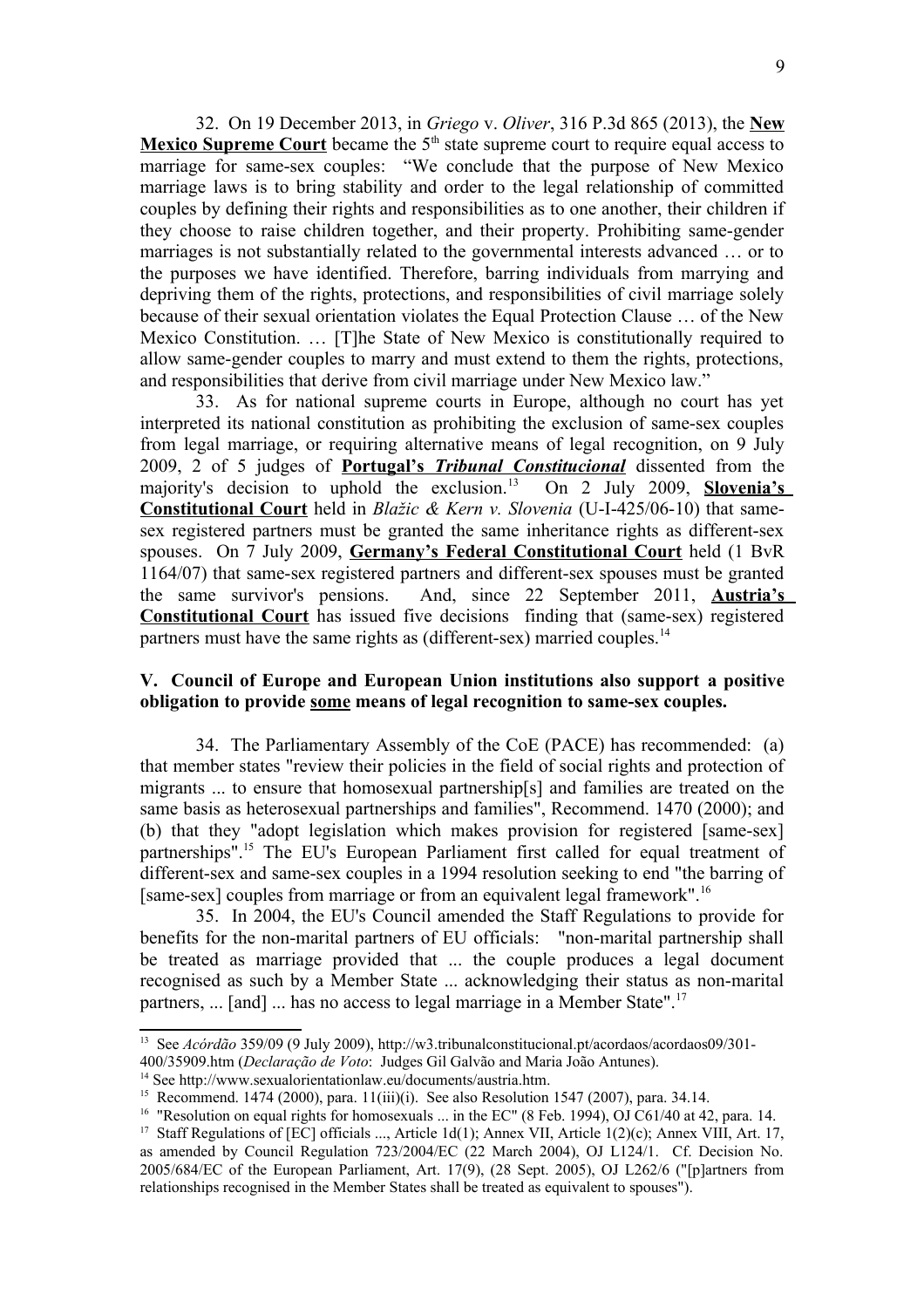32. On 19 December 2013, in *Griego* v. *Oliver*, 316 P.3d 865 (2013), the **New Mexico Supreme Court** became the 5th state supreme court to require equal access to marriage for same-sex couples: "We conclude that the purpose of New Mexico marriage laws is to bring stability and order to the legal relationship of committed couples by defining their rights and responsibilities as to one another, their children if they choose to raise children together, and their property. Prohibiting same-gender marriages is not substantially related to the governmental interests advanced … or to the purposes we have identified. Therefore, barring individuals from marrying and depriving them of the rights, protections, and responsibilities of civil marriage solely because of their sexual orientation violates the Equal Protection Clause … of the New Mexico Constitution. … [T]he State of New Mexico is constitutionally required to allow same-gender couples to marry and must extend to them the rights, protections, and responsibilities that derive from civil marriage under New Mexico law."

33. As for national supreme courts in Europe, although no court has yet interpreted its national constitution as prohibiting the exclusion of same-sex couples from legal marriage, or requiring alternative means of legal recognition, on 9 July 2009, 2 of 5 judges of **Portugal's *Tribunal Constitucional*** dissented from the majority's decision to uphold the exclusion.[13] On 2 July 2009, **Slovenia's Constitutional Court** held in *Blažic & Kern v. Slovenia* (U-I-425/06-10) that same-sex registered partners must be granted the same inheritance rights as different-sex spouses. On 7 July 2009, **Germany's Federal Constitutional Court** held (1 BvR 1164/07) that same-sex registered partners and different-sex spouses must be granted the same survivor's pensions. And, since 22 September 2011, **Austria's Constitutional Court** has issued five decisions finding that (same-sex) registered partners must have the same rights as (different-sex) married couples.[14]

## V. Council of Europe and European Union institutions also support a positive obligation to provide some means of legal recognition to same-sex couples.

34. The Parliamentary Assembly of the CoE (PACE) has recommended: (a) that member states "review their policies in the field of social rights and protection of migrants ... to ensure that homosexual partnership[s] and families are treated on the same basis as heterosexual partnerships and families", Recommend. 1470 (2000); and (b) that they "adopt legislation which makes provision for registered [same-sex] partnerships".[15] The EU's European Parliament first called for equal treatment of different-sex and same-sex couples in a 1994 resolution seeking to end "the barring of [same-sex] couples from marriage or from an equivalent legal framework".[16]

35. In 2004, the EU's Council amended the Staff Regulations to provide for benefits for the non-marital partners of EU officials: "non-marital partnership shall be treated as marriage provided that ... the couple produces a legal document recognised as such by a Member State ... acknowledging their status as non-marital partners, ... [and] ... has no access to legal marriage in a Member State".[17]

---

[13] See *Acórdão* 359/09 (9 July 2009), http://w3.tribunalconstitucional.pt/acordaos/acordaos09/301-400/35909.htm (*Declaração de Voto*: Judges Gil Galvão and Maria João Antunes).

[14] See http://www.sexualorientationlaw.eu/documents/austria.htm.

[15] Recommend. 1474 (2000), para. 11(iii)(i). See also Resolution 1547 (2007), para. 34.14.

[16] "Resolution on equal rights for homosexuals ... in the EC" (8 Feb. 1994), OJ C61/40 at 42, para. 14.

[17] Staff Regulations of [EC] officials ..., Article 1d(1); Annex VII, Article 1(2)(c); Annex VIII, Art. 17, as amended by Council Regulation 723/2004/EC (22 March 2004), OJ L124/1. Cf. Decision No. 2005/684/EC of the European Parliament, Art. 17(9), (28 Sept. 2005), OJ L262/6 ("[p]artners from relationships recognised in the Member States shall be treated as equivalent to spouses").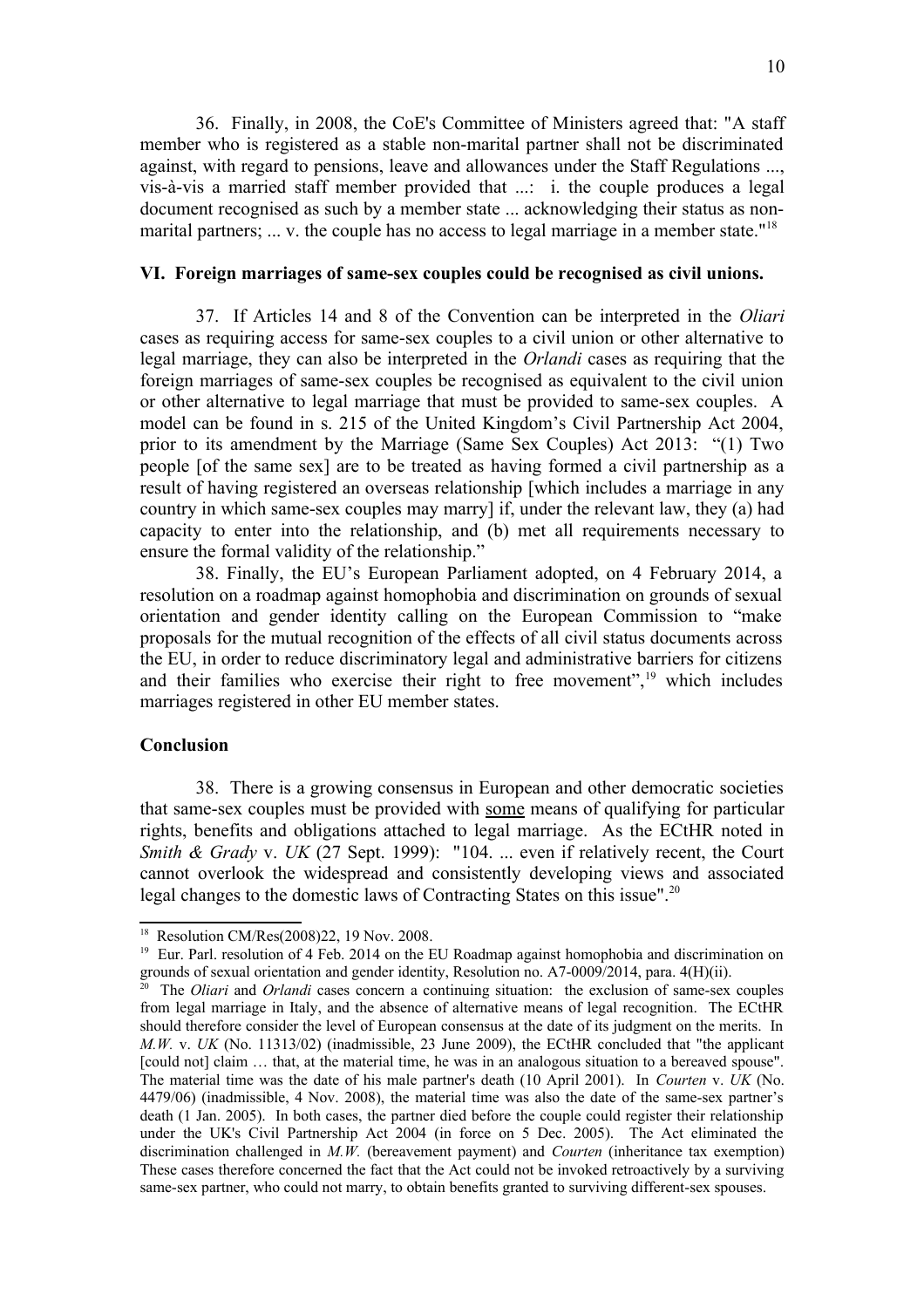36. Finally, in 2008, the CoE's Committee of Ministers agreed that: "A staff member who is registered as a stable non-marital partner shall not be discriminated against, with regard to pensions, leave and allowances under the Staff Regulations ..., vis-à-vis a married staff member provided that ...: i. the couple produces a legal document recognised as such by a member state ... acknowledging their status as non-marital partners; ... v. the couple has no access to legal marriage in a member state."[18]

**VI. Foreign marriages of same-sex couples could be recognised as civil unions.**

37. If Articles 14 and 8 of the Convention can be interpreted in the *Oliari* cases as requiring access for same-sex couples to a civil union or other alternative to legal marriage, they can also be interpreted in the *Orlandi* cases as requiring that the foreign marriages of same-sex couples be recognised as equivalent to the civil union or other alternative to legal marriage that must be provided to same-sex couples. A model can be found in s. 215 of the United Kingdom's Civil Partnership Act 2004, prior to its amendment by the Marriage (Same Sex Couples) Act 2013: "(1) Two people [of the same sex] are to be treated as having formed a civil partnership as a result of having registered an overseas relationship [which includes a marriage in any country in which same-sex couples may marry] if, under the relevant law, they (a) had capacity to enter into the relationship, and (b) met all requirements necessary to ensure the formal validity of the relationship."

38. Finally, the EU's European Parliament adopted, on 4 February 2014, a resolution on a roadmap against homophobia and discrimination on grounds of sexual orientation and gender identity calling on the European Commission to "make proposals for the mutual recognition of the effects of all civil status documents across the EU, in order to reduce discriminatory legal and administrative barriers for citizens and their families who exercise their right to free movement",[19] which includes marriages registered in other EU member states.

**Conclusion**

38. There is a growing consensus in European and other democratic societies that same-sex couples must be provided with <u>some</u> means of qualifying for particular rights, benefits and obligations attached to legal marriage. As the ECtHR noted in *Smith & Grady* v. *UK* (27 Sept. 1999): "104. ... even if relatively recent, the Court cannot overlook the widespread and consistently developing views and associated legal changes to the domestic laws of Contracting States on this issue".[20]

---

[18] Resolution CM/Res(2008)22, 19 Nov. 2008.

[19] Eur. Parl. resolution of 4 Feb. 2014 on the EU Roadmap against homophobia and discrimination on grounds of sexual orientation and gender identity, Resolution no. A7-0009/2014, para. 4(H)(ii).

[20] The *Oliari* and *Orlandi* cases concern a continuing situation: the exclusion of same-sex couples from legal marriage in Italy, and the absence of alternative means of legal recognition. The ECtHR should therefore consider the level of European consensus at the date of its judgment on the merits. In *M.W.* v. *UK* (No. 11313/02) (inadmissible, 23 June 2009), the ECtHR concluded that "the applicant [could not] claim … that, at the material time, he was in an analogous situation to a bereaved spouse". The material time was the date of his male partner's death (10 April 2001). In *Courten* v. *UK* (No. 4479/06) (inadmissible, 4 Nov. 2008), the material time was also the date of the same-sex partner's death (1 Jan. 2005). In both cases, the partner died before the couple could register their relationship under the UK's Civil Partnership Act 2004 (in force on 5 Dec. 2005). The Act eliminated the discrimination challenged in *M.W.* (bereavement payment) and *Courten* (inheritance tax exemption) These cases therefore concerned the fact that the Act could not be invoked retroactively by a surviving same-sex partner, who could not marry, to obtain benefits granted to surviving different-sex spouses.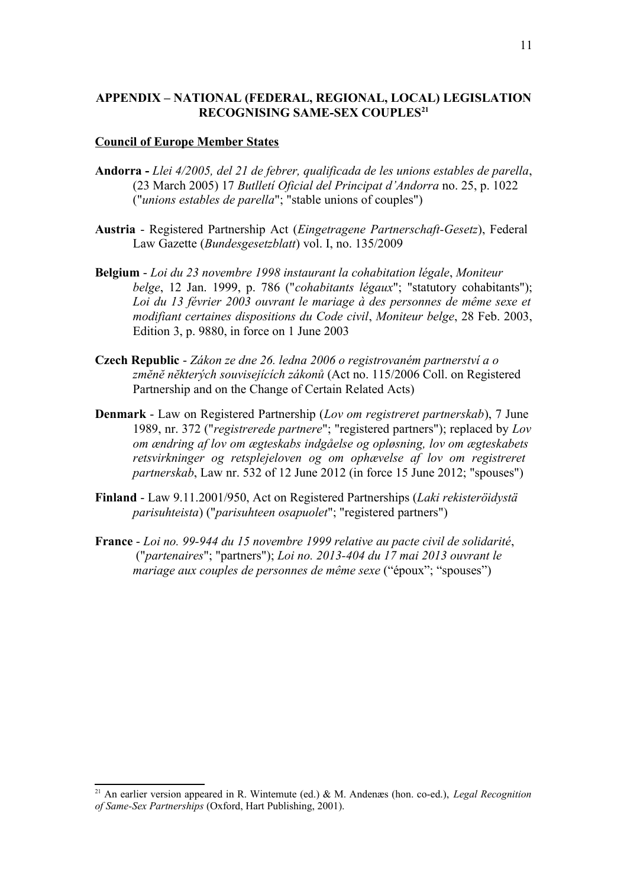## APPENDIX – NATIONAL (FEDERAL, REGIONAL, LOCAL) LEGISLATION RECOGNISING SAME-SEX COUPLES[21]

**Council of Europe Member States**

**Andorra -** *Llei 4/2005, del 21 de febrer, qualificada de les unions estables de parella*, (23 March 2005) 17 *Butlletí Oficial del Principat d'Andorra* no. 25, p. 1022 ("*unions estables de parella*"; "stable unions of couples")

**Austria** - Registered Partnership Act (*Eingetragene Partnerschaft-Gesetz*), Federal Law Gazette (*Bundesgesetzblatt*) vol. I, no. 135/2009

**Belgium** - *Loi du 23 novembre 1998 instaurant la cohabitation légale*, *Moniteur belge*, 12 Jan. 1999, p. 786 ("*cohabitants légaux*"; "statutory cohabitants"); *Loi du 13 février 2003 ouvrant le mariage à des personnes de même sexe et modifiant certaines dispositions du Code civil*, *Moniteur belge*, 28 Feb. 2003, Edition 3, p. 9880, in force on 1 June 2003

**Czech Republic** - *Zákon ze dne 26. ledna 2006 o registrovaném partnerství a o změně některých souvisejících zákonů* (Act no. 115/2006 Coll. on Registered Partnership and on the Change of Certain Related Acts)

**Denmark** - Law on Registered Partnership (*Lov om registreret partnerskab*), 7 June 1989, nr. 372 ("*registrerede partnere*"; "registered partners"); replaced by *Lov om ændring af lov om ægteskabs indgåelse og opløsning, lov om ægteskabets retsvirkninger og retsplejeloven og om ophævelse af lov om registreret partnerskab*, Law nr. 532 of 12 June 2012 (in force 15 June 2012; "spouses")

**Finland** - Law 9.11.2001/950, Act on Registered Partnerships (*Laki rekisteröidystä parisuhteista*) ("*parisuhteen osapuolet*"; "registered partners")

**France** - *Loi no. 99-944 du 15 novembre 1999 relative au pacte civil de solidarité*, ("*partenaires*"; "partners"); *Loi no. 2013-404 du 17 mai 2013 ouvrant le mariage aux couples de personnes de même sexe* ("époux"; "spouses")

---

[21] An earlier version appeared in R. Wintemute (ed.) & M. Andenæs (hon. co-ed.), *Legal Recognition of Same-Sex Partnerships* (Oxford, Hart Publishing, 2001).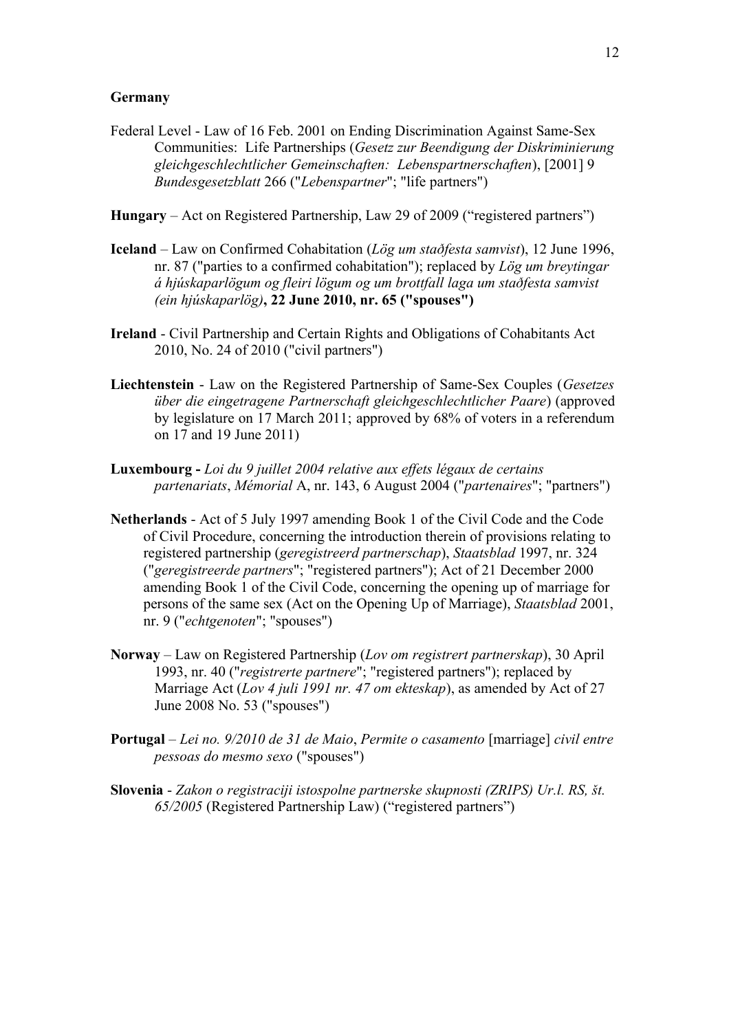**Germany**

Federal Level - Law of 16 Feb. 2001 on Ending Discrimination Against Same-Sex Communities: Life Partnerships (*Gesetz zur Beendigung der Diskriminierung gleichgeschlechtlicher Gemeinschaften: Lebenspartnerschaften*), [2001] 9 *Bundesgesetzblatt* 266 ("*Lebenspartner*"; "life partners")

**Hungary** – Act on Registered Partnership, Law 29 of 2009 ("registered partners")

**Iceland** – Law on Confirmed Cohabitation (*Lög um staðfesta samvist*), 12 June 1996, nr. 87 ("parties to a confirmed cohabitation"); replaced by *Lög um breytingar á hjúskaparlögum og fleiri lögum og um brottfall laga um staðfesta samvist (ein hjúskaparlög)***, 22 June 2010, nr. 65 ("spouses")**

**Ireland** - Civil Partnership and Certain Rights and Obligations of Cohabitants Act 2010, No. 24 of 2010 ("civil partners")

**Liechtenstein** - Law on the Registered Partnership of Same-Sex Couples (*Gesetzes über die eingetragene Partnerschaft gleichgeschlechtlicher Paare*) (approved by legislature on 17 March 2011; approved by 68% of voters in a referendum on 17 and 19 June 2011)

**Luxembourg -** *Loi du 9 juillet 2004 relative aux effets légaux de certains partenariats*, *Mémorial* A, nr. 143, 6 August 2004 ("*partenaires*"; "partners")

**Netherlands** - Act of 5 July 1997 amending Book 1 of the Civil Code and the Code of Civil Procedure, concerning the introduction therein of provisions relating to registered partnership (*geregistreerd partnerschap*), *Staatsblad* 1997, nr. 324 ("*geregistreerde partners*"; "registered partners"); Act of 21 December 2000 amending Book 1 of the Civil Code, concerning the opening up of marriage for persons of the same sex (Act on the Opening Up of Marriage), *Staatsblad* 2001, nr. 9 ("*echtgenoten*"; "spouses")

**Norway** – Law on Registered Partnership (*Lov om registrert partnerskap*), 30 April 1993, nr. 40 ("*registrerte partnere*"; "registered partners"); replaced by Marriage Act (*Lov 4 juli 1991 nr. 47 om ekteskap*), as amended by Act of 27 June 2008 No. 53 ("spouses")

**Portugal** – *Lei no. 9/2010 de 31 de Maio*, *Permite o casamento* [marriage] *civil entre pessoas do mesmo sexo* ("spouses")

**Slovenia** - *Zakon o registraciji istospolne partnerske skupnosti (ZRIPS) Ur.l. RS, št. 65/2005* (Registered Partnership Law) ("registered partners")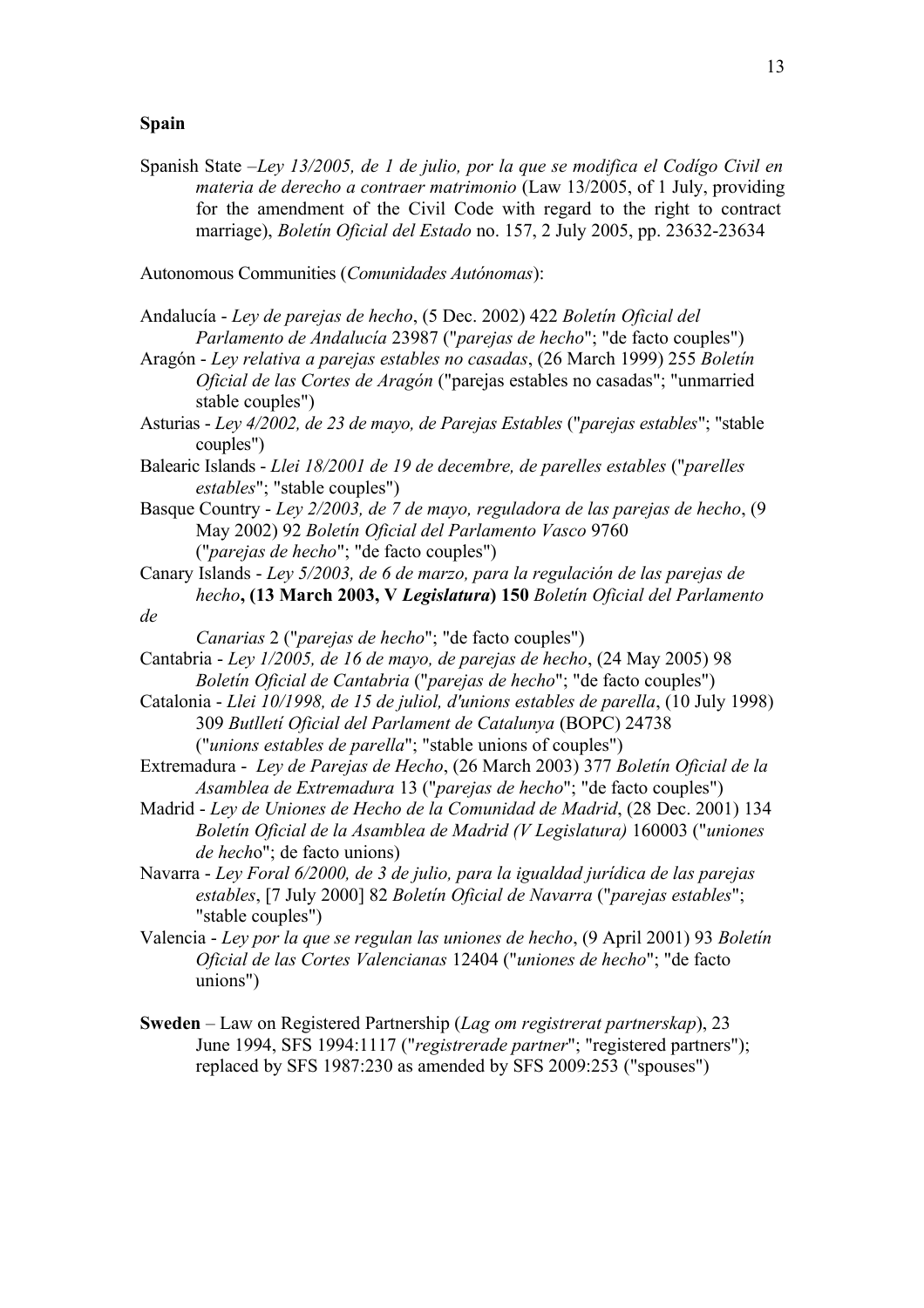**Spain**

Spanish State –*Ley 13/2005, de 1 de julio, por la que se modifica el Codígo Civil en materia de derecho a contraer matrimonio* (Law 13/2005, of 1 July, providing for the amendment of the Civil Code with regard to the right to contract marriage), *Boletín Oficial del Estado* no. 157, 2 July 2005, pp. 23632-23634

Autonomous Communities (*Comunidades Autónomas*):

Andalucía - *Ley de parejas de hecho*, (5 Dec. 2002) 422 *Boletín Oficial del Parlamento de Andalucía* 23987 ("*parejas de hecho*"; "de facto couples")

Aragón - *Ley relativa a parejas estables no casadas*, (26 March 1999) 255 *Boletín Oficial de las Cortes de Aragón* ("parejas estables no casadas"; "unmarried stable couples")

Asturias - *Ley 4/2002, de 23 de mayo, de Parejas Estables* ("*parejas estables*"; "stable couples")

Balearic Islands - *Llei 18/2001 de 19 de decembre, de parelles estables* ("*parelles estables*"; "stable couples")

Basque Country - *Ley 2/2003, de 7 de mayo, reguladora de las parejas de hecho*, (9 May 2002) 92 *Boletín Oficial del Parlamento Vasco* 9760 ("*parejas de hecho*"; "de facto couples")

Canary Islands - *Ley 5/2003, de 6 de marzo, para la regulación de las parejas de hecho***, (13 March 2003, V *Legislatura*) 150** *Boletín Oficial del Parlamento de Canarias* 2 ("*parejas de hecho*"; "de facto couples")

Cantabria - *Ley 1/2005, de 16 de mayo, de parejas de hecho*, (24 May 2005) 98 *Boletín Oficial de Cantabria* ("*parejas de hecho*"; "de facto couples")

Catalonia - *Llei 10/1998, de 15 de juliol, d'unions estables de parella*, (10 July 1998) 309 *Butlletí Oficial del Parlament de Catalunya* (BOPC) 24738 ("*unions estables de parella*"; "stable unions of couples")

Extremadura - *Ley de Parejas de Hecho*, (26 March 2003) 377 *Boletín Oficial de la Asamblea de Extremadura* 13 ("*parejas de hecho*"; "de facto couples")

Madrid - *Ley de Uniones de Hecho de la Comunidad de Madrid*, (28 Dec. 2001) 134 *Boletín Oficial de la Asamblea de Madrid (V Legislatura)* 160003 ("*uniones de hecho*"; de facto unions)

Navarra - *Ley Foral 6/2000, de 3 de julio, para la igualdad jurídica de las parejas estables*, [7 July 2000] 82 *Boletín Oficial de Navarra* ("*parejas estables*"; "stable couples")

Valencia - *Ley por la que se regulan las uniones de hecho*, (9 April 2001) 93 *Boletín Oficial de las Cortes Valencianas* 12404 ("*uniones de hecho*"; "de facto unions")

**Sweden** – Law on Registered Partnership (*Lag om registrerat partnerskap*), 23 June 1994, SFS 1994:1117 ("*registrerade partner*"; "registered partners"); replaced by SFS 1987:230 as amended by SFS 2009:253 ("spouses")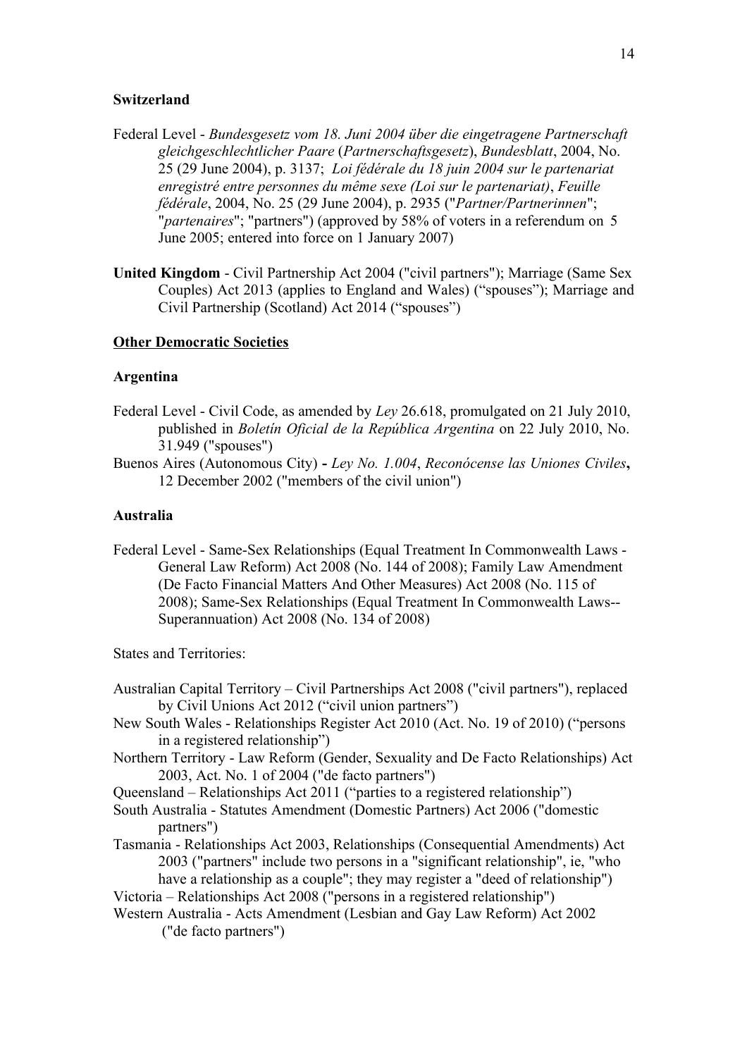**Switzerland**

Federal Level - *Bundesgesetz vom 18. Juni 2004 über die eingetragene Partnerschaft gleichgeschlechtlicher Paare* (*Partnerschaftsgesetz*), *Bundesblatt*, 2004, No. 25 (29 June 2004), p. 3137; *Loi fédérale du 18 juin 2004 sur le partenariat enregistré entre personnes du même sexe (Loi sur le partenariat)*, *Feuille fédérale*, 2004, No. 25 (29 June 2004), p. 2935 ("*Partner/Partnerinnen*"; "*partenaires*"; "partners") (approved by 58% of voters in a referendum on 5 June 2005; entered into force on 1 January 2007)

**United Kingdom** - Civil Partnership Act 2004 ("civil partners"); Marriage (Same Sex Couples) Act 2013 (applies to England and Wales) ("spouses"); Marriage and Civil Partnership (Scotland) Act 2014 ("spouses")

**<u>Other Democratic Societies</u>**

**Argentina**

Federal Level - Civil Code, as amended by *Ley* 26.618, promulgated on 21 July 2010, published in *Boletín Oficial de la República Argentina* on 22 July 2010, No. 31.949 ("spouses")

Buenos Aires (Autonomous City) **-** *Ley No. 1.004*, *Reconócense las Uniones Civiles***,** 12 December 2002 ("members of the civil union")

**Australia**

Federal Level - Same-Sex Relationships (Equal Treatment In Commonwealth Laws - General Law Reform) Act 2008 (No. 144 of 2008); Family Law Amendment (De Facto Financial Matters And Other Measures) Act 2008 (No. 115 of 2008); Same-Sex Relationships (Equal Treatment In Commonwealth Laws--Superannuation) Act 2008 (No. 134 of 2008)

States and Territories:

Australian Capital Territory – Civil Partnerships Act 2008 ("civil partners"), replaced by Civil Unions Act 2012 ("civil union partners")

New South Wales - Relationships Register Act 2010 (Act. No. 19 of 2010) ("persons in a registered relationship")

Northern Territory - Law Reform (Gender, Sexuality and De Facto Relationships) Act 2003, Act. No. 1 of 2004 ("de facto partners")

Queensland – Relationships Act 2011 ("parties to a registered relationship")

South Australia - Statutes Amendment (Domestic Partners) Act 2006 ("domestic partners")

Tasmania - Relationships Act 2003, Relationships (Consequential Amendments) Act 2003 ("partners" include two persons in a "significant relationship", ie, "who have a relationship as a couple"; they may register a "deed of relationship")

Victoria – Relationships Act 2008 ("persons in a registered relationship")

Western Australia - Acts Amendment (Lesbian and Gay Law Reform) Act 2002 ("de facto partners")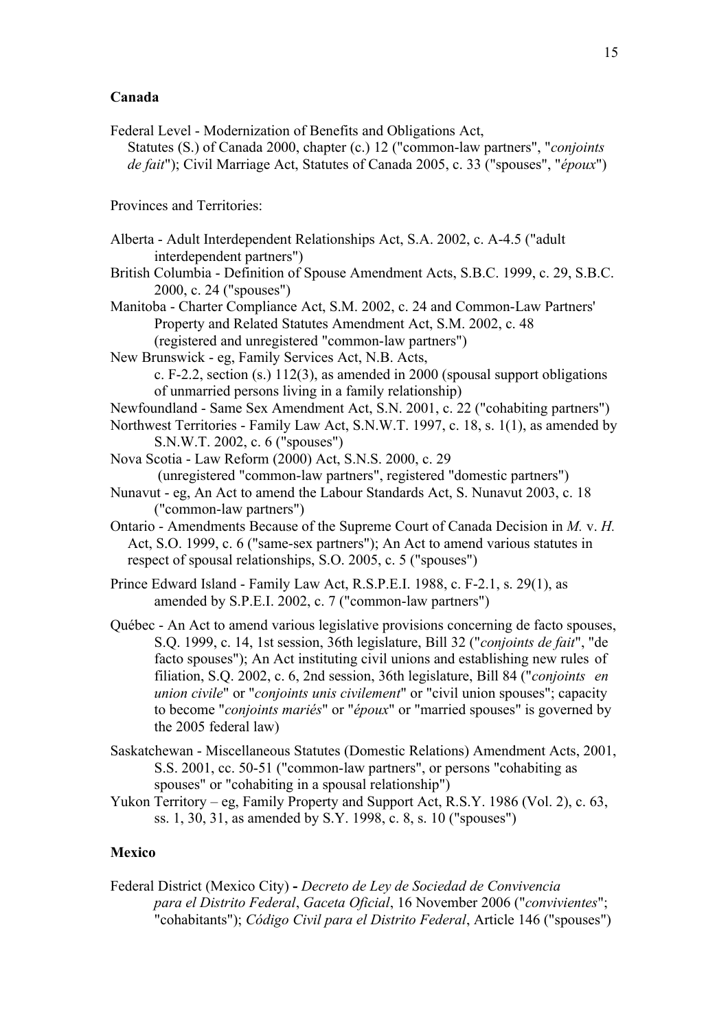**Canada**

Federal Level - Modernization of Benefits and Obligations Act, Statutes (S.) of Canada 2000, chapter (c.) 12 ("common-law partners", "*conjoints de fait*"); Civil Marriage Act, Statutes of Canada 2005, c. 33 ("spouses", "*époux*")

Provinces and Territories:

Alberta - Adult Interdependent Relationships Act, S.A. 2002, c. A-4.5 ("adult interdependent partners")

British Columbia - Definition of Spouse Amendment Acts, S.B.C. 1999, c. 29, S.B.C. 2000, c. 24 ("spouses")

Manitoba - Charter Compliance Act, S.M. 2002, c. 24 and Common-Law Partners' Property and Related Statutes Amendment Act, S.M. 2002, c. 48 (registered and unregistered "common-law partners")

New Brunswick - eg, Family Services Act, N.B. Acts, c. F-2.2, section (s.) 112(3), as amended in 2000 (spousal support obligations of unmarried persons living in a family relationship)

Newfoundland - Same Sex Amendment Act, S.N. 2001, c. 22 ("cohabiting partners")

Northwest Territories - Family Law Act, S.N.W.T. 1997, c. 18, s. 1(1), as amended by S.N.W.T. 2002, c. 6 ("spouses")

Nova Scotia - Law Reform (2000) Act, S.N.S. 2000, c. 29 (unregistered "common-law partners", registered "domestic partners")

Nunavut - eg, An Act to amend the Labour Standards Act, S. Nunavut 2003, c. 18 ("common-law partners")

Ontario - Amendments Because of the Supreme Court of Canada Decision in *M.* v. *H.* Act, S.O. 1999, c. 6 ("same-sex partners"); An Act to amend various statutes in respect of spousal relationships, S.O. 2005, c. 5 ("spouses")

Prince Edward Island - Family Law Act, R.S.P.E.I. 1988, c. F-2.1, s. 29(1), as amended by S.P.E.I. 2002, c. 7 ("common-law partners")

Québec - An Act to amend various legislative provisions concerning de facto spouses, S.Q. 1999, c. 14, 1st session, 36th legislature, Bill 32 ("*conjoints de fait*", "de facto spouses"); An Act instituting civil unions and establishing new rules of filiation, S.Q. 2002, c. 6, 2nd session, 36th legislature, Bill 84 ("*conjoints en union civile*" or "*conjoints unis civilement*" or "civil union spouses"; capacity to become "*conjoints mariés*" or "*époux*" or "married spouses" is governed by the 2005 federal law)

Saskatchewan - Miscellaneous Statutes (Domestic Relations) Amendment Acts, 2001, S.S. 2001, cc. 50-51 ("common-law partners", or persons "cohabiting as spouses" or "cohabiting in a spousal relationship")

Yukon Territory – eg, Family Property and Support Act, R.S.Y. 1986 (Vol. 2), c. 63, ss. 1, 30, 31, as amended by S.Y. 1998, c. 8, s. 10 ("spouses")

**Mexico**

Federal District (Mexico City) - *Decreto de Ley de Sociedad de Convivencia para el Distrito Federal*, *Gaceta Oficial*, 16 November 2006 ("*convivientes*"; "cohabitants"); *Código Civil para el Distrito Federal*, Article 146 ("spouses")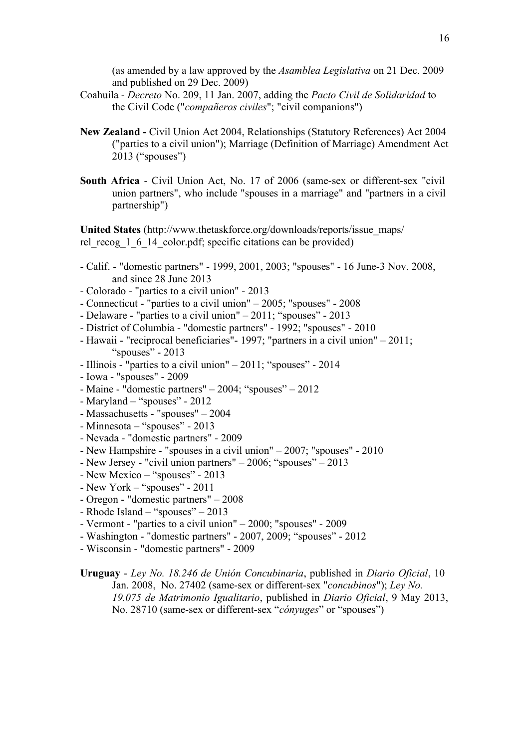(as amended by a law approved by the *Asamblea Legislativa* on 21 Dec. 2009 and published on 29 Dec. 2009)

Coahuila - *Decreto* No. 209, 11 Jan. 2007, adding the *Pacto Civil de Solidaridad* to the Civil Code ("*compañeros civiles*"; "civil companions")

**New Zealand -** Civil Union Act 2004, Relationships (Statutory References) Act 2004 ("parties to a civil union"); Marriage (Definition of Marriage) Amendment Act 2013 ("spouses")

**South Africa** - Civil Union Act, No. 17 of 2006 (same-sex or different-sex "civil union partners", who include "spouses in a marriage" and "partners in a civil partnership")

**United States** (http://www.thetaskforce.org/downloads/reports/issue_maps/rel_recog_1_6_14_color.pdf; specific citations can be provided)

- Calif. - "domestic partners" - 1999, 2001, 2003; "spouses" - 16 June-3 Nov. 2008, and since 28 June 2013
- Colorado - "parties to a civil union" - 2013
- Connecticut - "parties to a civil union" – 2005; "spouses" - 2008
- Delaware - "parties to a civil union" – 2011; "spouses" - 2013
- District of Columbia - "domestic partners" - 1992; "spouses" - 2010
- Hawaii - "reciprocal beneficiaries"- 1997; "partners in a civil union" – 2011; "spouses" - 2013
- Illinois - "parties to a civil union" – 2011; "spouses" - 2014
- Iowa - "spouses" - 2009
- Maine - "domestic partners" – 2004; "spouses" – 2012
- Maryland – "spouses" - 2012
- Massachusetts - "spouses" – 2004
- Minnesota – "spouses" - 2013
- Nevada - "domestic partners" - 2009
- New Hampshire - "spouses in a civil union" – 2007; "spouses" - 2010
- New Jersey - "civil union partners" – 2006; "spouses" – 2013
- New Mexico – "spouses" - 2013
- New York – "spouses" - 2011
- Oregon - "domestic partners" – 2008
- Rhode Island – "spouses" – 2013
- Vermont - "parties to a civil union" – 2000; "spouses" - 2009
- Washington - "domestic partners" - 2007, 2009; "spouses" - 2012
- Wisconsin - "domestic partners" - 2009

**Uruguay** - *Ley No. 18.246 de Unión Concubinaria*, published in *Diario Oficial*, 10 Jan. 2008, No. 27402 (same-sex or different-sex "*concubinos*"); *Ley No. 19.075 de Matrimonio Igualitario*, published in *Diario Oficial*, 9 May 2013, No. 28710 (same-sex or different-sex "*cónyuges*" or "spouses")